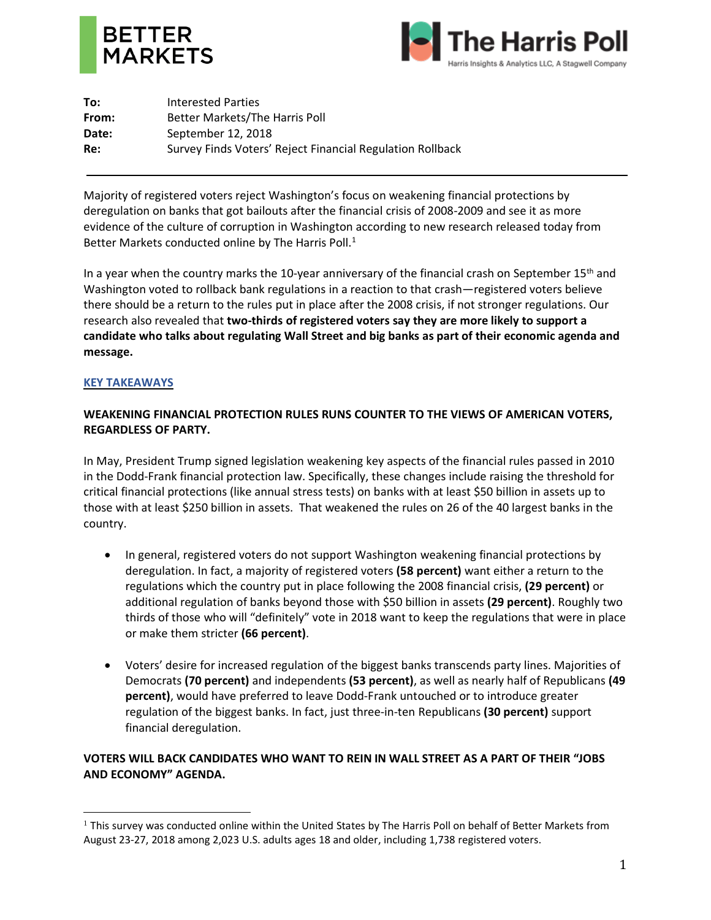BETTER MARKETS

The Harris Poll
Harris Insights & Analytics LLC, A Stagwell Company

**To:** Interested Parties
**From:** Better Markets/The Harris Poll
**Date:** September 12, 2018
**Re:** Survey Finds Voters' Reject Financial Regulation Rollback

---

Majority of registered voters reject Washington's focus on weakening financial protections by deregulation on banks that got bailouts after the financial crisis of 2008-2009 and see it as more evidence of the culture of corruption in Washington according to new research released today from Better Markets conducted online by The Harris Poll.[1]

In a year when the country marks the 10-year anniversary of the financial crash on September 15th and Washington voted to rollback bank regulations in a reaction to that crash—registered voters believe there should be a return to the rules put in place after the 2008 crisis, if not stronger regulations. Our research also revealed that **two-thirds of registered voters say they are more likely to support a candidate who talks about regulating Wall Street and big banks as part of their economic agenda and message.**

## KEY TAKEAWAYS

### WEAKENING FINANCIAL PROTECTION RULES RUNS COUNTER TO THE VIEWS OF AMERICAN VOTERS, REGARDLESS OF PARTY.

In May, President Trump signed legislation weakening key aspects of the financial rules passed in 2010 in the Dodd-Frank financial protection law. Specifically, these changes include raising the threshold for critical financial protections (like annual stress tests) on banks with at least $50 billion in assets up to those with at least $250 billion in assets. That weakened the rules on 26 of the 40 largest banks in the country.

- In general, registered voters do not support Washington weakening financial protections by deregulation. In fact, a majority of registered voters **(58 percent)** want either a return to the regulations which the country put in place following the 2008 financial crisis, **(29 percent)** or additional regulation of banks beyond those with $50 billion in assets **(29 percent)**. Roughly two thirds of those who will "definitely" vote in 2018 want to keep the regulations that were in place or make them stricter **(66 percent)**.

- Voters' desire for increased regulation of the biggest banks transcends party lines. Majorities of Democrats **(70 percent)** and independents **(53 percent)**, as well as nearly half of Republicans **(49 percent)**, would have preferred to leave Dodd-Frank untouched or to introduce greater regulation of the biggest banks. In fact, just three-in-ten Republicans **(30 percent)** support financial deregulation.

### VOTERS WILL BACK CANDIDATES WHO WANT TO REIN IN WALL STREET AS A PART OF THEIR "JOBS AND ECONOMY" AGENDA.

---

[1] This survey was conducted online within the United States by The Harris Poll on behalf of Better Markets from August 23-27, 2018 among 2,023 U.S. adults ages 18 and older, including 1,738 registered voters.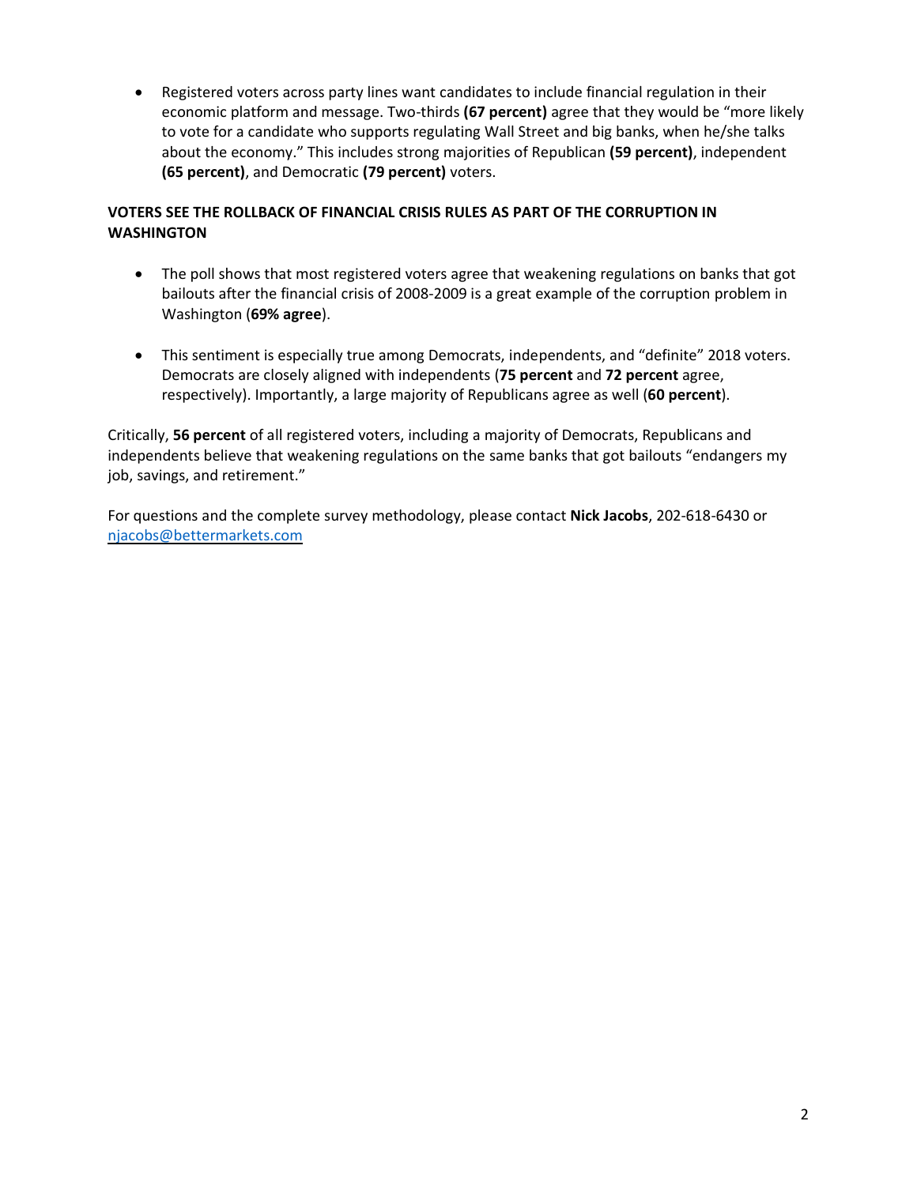- Registered voters across party lines want candidates to include financial regulation in their economic platform and message. Two-thirds **(67 percent)** agree that they would be "more likely to vote for a candidate who supports regulating Wall Street and big banks, when he/she talks about the economy." This includes strong majorities of Republican **(59 percent)**, independent **(65 percent)**, and Democratic **(79 percent)** voters.

**VOTERS SEE THE ROLLBACK OF FINANCIAL CRISIS RULES AS PART OF THE CORRUPTION IN WASHINGTON**

- The poll shows that most registered voters agree that weakening regulations on banks that got bailouts after the financial crisis of 2008-2009 is a great example of the corruption problem in Washington (**69% agree**).

- This sentiment is especially true among Democrats, independents, and "definite" 2018 voters. Democrats are closely aligned with independents (**75 percent** and **72 percent** agree, respectively). Importantly, a large majority of Republicans agree as well (**60 percent**).

Critically, **56 percent** of all registered voters, including a majority of Democrats, Republicans and independents believe that weakening regulations on the same banks that got bailouts "endangers my job, savings, and retirement."

For questions and the complete survey methodology, please contact **Nick Jacobs**, 202-618-6430 or njacobs@bettermarkets.com